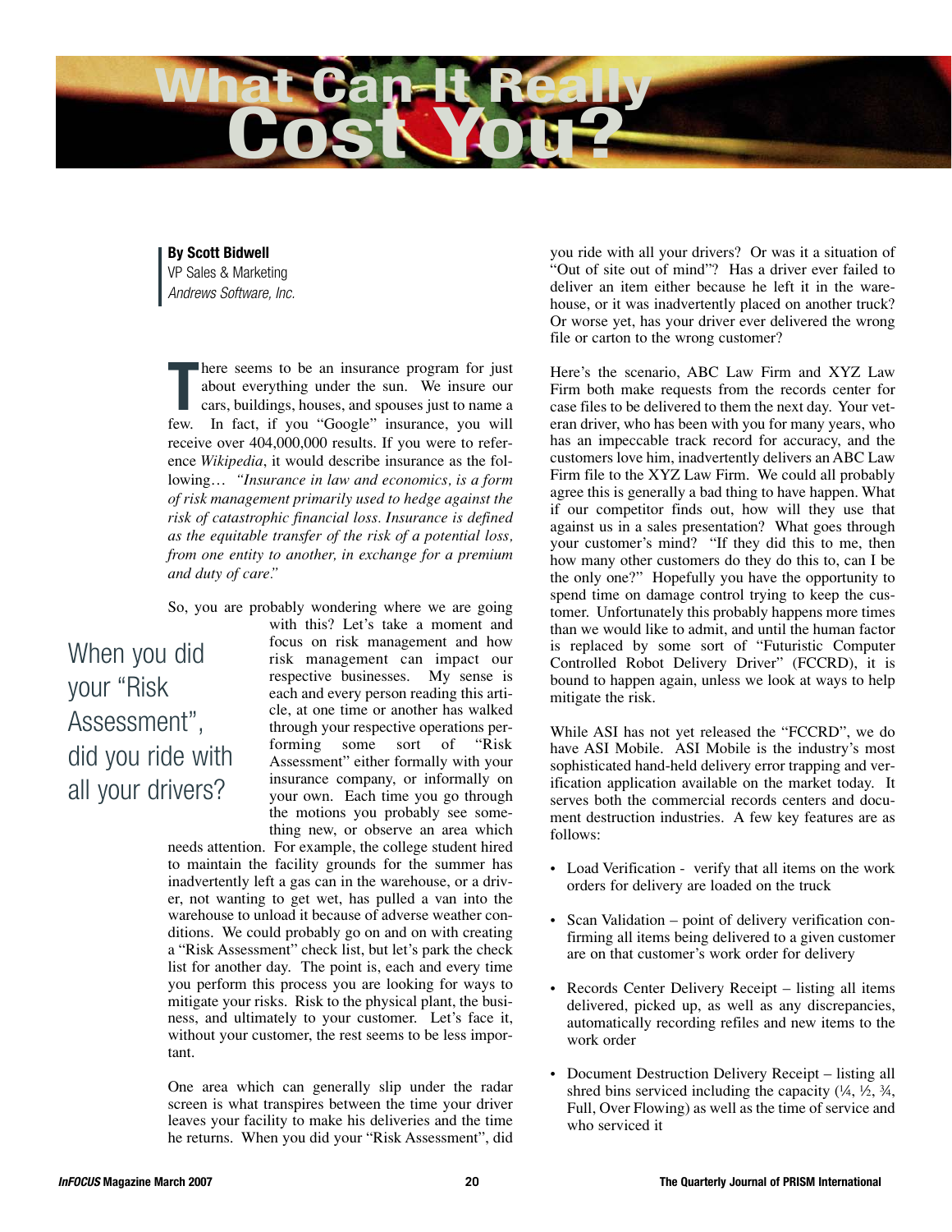# What Can It Really Cost You?

**By Scott Bidwell**
VP Sales & Marketing
*Andrews Software, Inc.*

There seems to be an insurance program for just about everything under the sun. We insure our cars, buildings, houses, and spouses just to name a few. In fact, if you "Google" insurance, you will receive over 404,000,000 results. If you were to reference *Wikipedia*, it would describe insurance as the following… *"Insurance in law and economics, is a form of risk management primarily used to hedge against the risk of catastrophic financial loss. Insurance is defined as the equitable transfer of the risk of a potential loss, from one entity to another, in exchange for a premium and duty of care."*

So, you are probably wondering where we are going with this? Let's take a moment and focus on risk management and how risk management can impact our respective businesses. My sense is each and every person reading this article, at one time or another has walked through your respective operations performing some sort of "Risk Assessment" either formally with your insurance company, or informally on your own. Each time you go through the motions you probably see something new, or observe an area which needs attention. For example, the college student hired to maintain the facility grounds for the summer has inadvertently left a gas can in the warehouse, or a driver, not wanting to get wet, has pulled a van into the warehouse to unload it because of adverse weather conditions. We could probably go on and on with creating a "Risk Assessment" check list, but let's park the check list for another day. The point is, each and every time you perform this process you are looking for ways to mitigate your risks. Risk to the physical plant, the business, and ultimately to your customer. Let's face it, without your customer, the rest seems to be less important.

> When you did your "Risk Assessment", did you ride with all your drivers?

One area which can generally slip under the radar screen is what transpires between the time your driver leaves your facility to make his deliveries and the time he returns. When you did your "Risk Assessment", did you ride with all your drivers? Or was it a situation of "Out of site out of mind"? Has a driver ever failed to deliver an item either because he left it in the warehouse, or it was inadvertently placed on another truck? Or worse yet, has your driver ever delivered the wrong file or carton to the wrong customer?

Here's the scenario, ABC Law Firm and XYZ Law Firm both make requests from the records center for case files to be delivered to them the next day. Your veteran driver, who has been with you for many years, who has an impeccable track record for accuracy, and the customers love him, inadvertently delivers an ABC Law Firm file to the XYZ Law Firm. We could all probably agree this is generally a bad thing to have happen. What if our competitor finds out, how will they use that against us in a sales presentation? What goes through your customer's mind? "If they did this to me, then how many other customers do they do this to, can I be the only one?" Hopefully you have the opportunity to spend time on damage control trying to keep the customer. Unfortunately this probably happens more times than we would like to admit, and until the human factor is replaced by some sort of "Futuristic Computer Controlled Robot Delivery Driver" (FCCRD), it is bound to happen again, unless we look at ways to help mitigate the risk.

While ASI has not yet released the "FCCRD", we do have ASI Mobile. ASI Mobile is the industry's most sophisticated hand-held delivery error trapping and verification application available on the market today. It serves both the commercial records centers and document destruction industries. A few key features are as follows:

- Load Verification - verify that all items on the work orders for delivery are loaded on the truck
- Scan Validation – point of delivery verification confirming all items being delivered to a given customer are on that customer's work order for delivery
- Records Center Delivery Receipt – listing all items delivered, picked up, as well as any discrepancies, automatically recording refiles and new items to the work order
- Document Destruction Delivery Receipt – listing all shred bins serviced including the capacity (¼, ½, ¾, Full, Over Flowing) as well as the time of service and who serviced it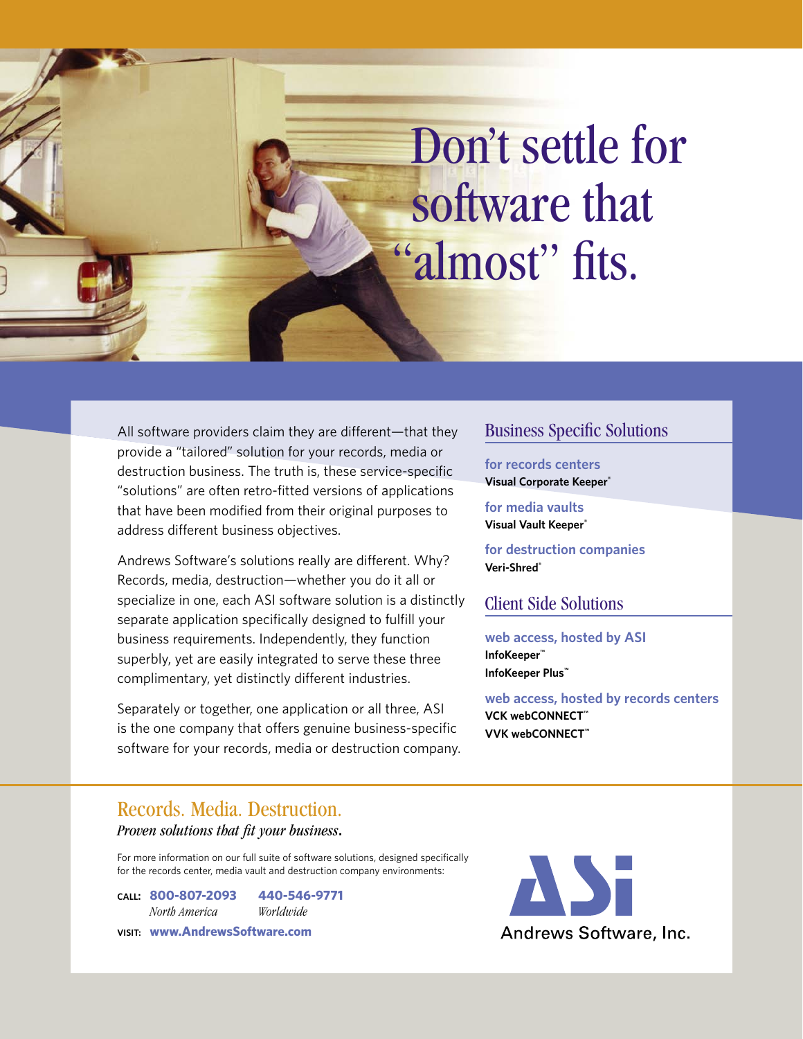# Don't settle for software that "almost" fits.

All software providers claim they are different—that they provide a "tailored" solution for your records, media or destruction business. The truth is, these service-specific "solutions" are often retro-fitted versions of applications that have been modified from their original purposes to address different business objectives.

Andrews Software's solutions really are different. Why? Records, media, destruction—whether you do it all or specialize in one, each ASI software solution is a distinctly separate application specifically designed to fulfill your business requirements. Independently, they function superbly, yet are easily integrated to serve these three complimentary, yet distinctly different industries.

Separately or together, one application or all three, ASI is the one company that offers genuine business-specific software for your records, media or destruction company.

## Business Specific Solutions

**for records centers**
**Visual Corporate Keeper®**

**for media vaults**
**Visual Vault Keeper®**

**for destruction companies**
**Veri-Shred®**

## Client Side Solutions

**web access, hosted by ASI**
**InfoKeeper™**
**InfoKeeper Plus™**

**web access, hosted by records centers**
**VCK webCONNECT™**
**VVK webCONNECT™**

## Records. Media. Destruction.

*Proven solutions that fit your business.*

For more information on our full suite of software solutions, designed specifically for the records center, media vault and destruction company environments:

**CALL:** **800-807-2093** *North America* **440-546-9771** *Worldwide*

**VISIT:** **www.AndrewsSoftware.com**

ASI
Andrews Software, Inc.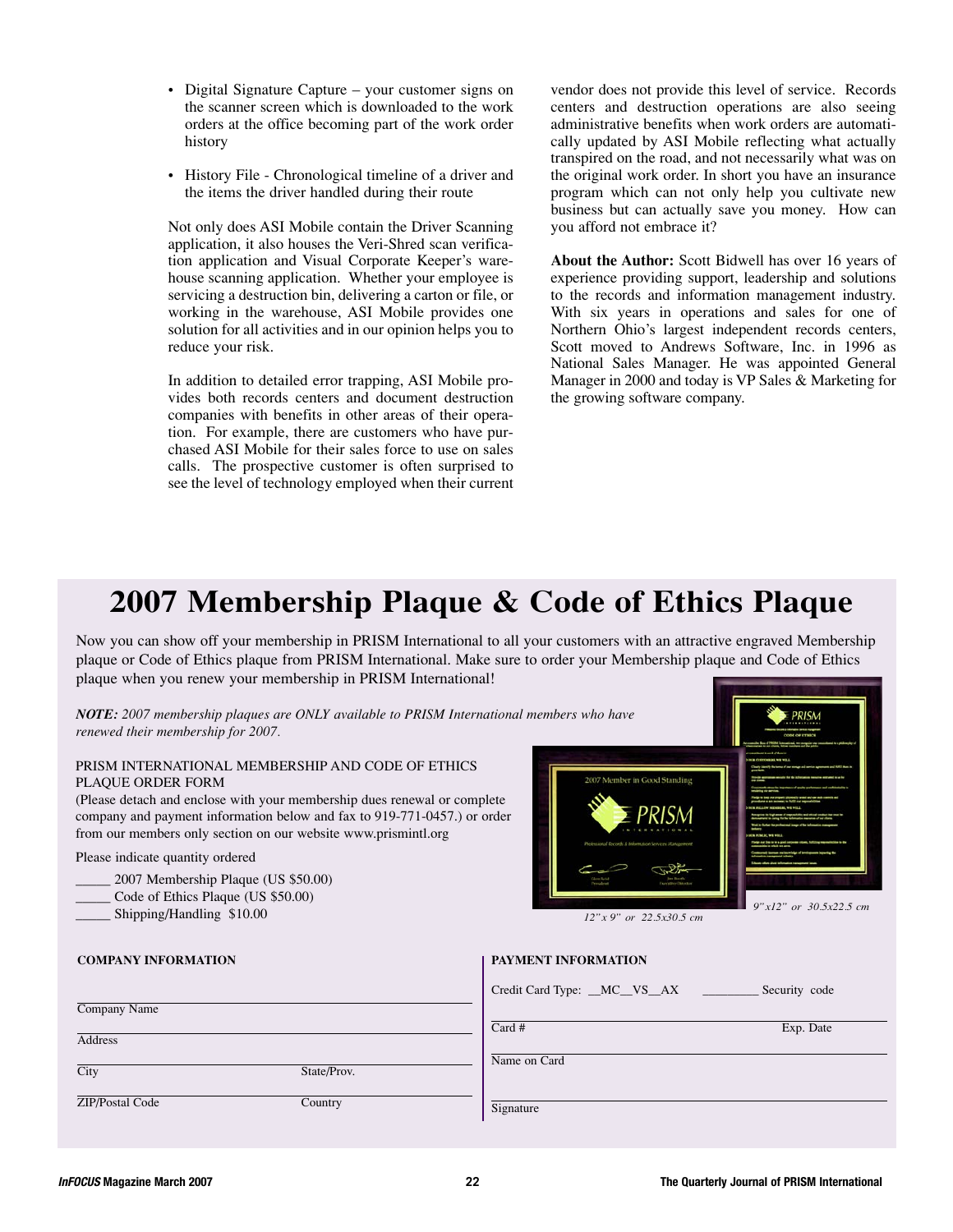- Digital Signature Capture – your customer signs on the scanner screen which is downloaded to the work orders at the office becoming part of the work order history
- History File - Chronological timeline of a driver and the items the driver handled during their route

Not only does ASI Mobile contain the Driver Scanning application, it also houses the Veri-Shred scan verification application and Visual Corporate Keeper's warehouse scanning application. Whether your employee is servicing a destruction bin, delivering a carton or file, or working in the warehouse, ASI Mobile provides one solution for all activities and in our opinion helps you to reduce your risk.

In addition to detailed error trapping, ASI Mobile provides both records centers and document destruction companies with benefits in other areas of their operation. For example, there are customers who have purchased ASI Mobile for their sales force to use on sales calls. The prospective customer is often surprised to see the level of technology employed when their current vendor does not provide this level of service. Records centers and destruction operations are also seeing administrative benefits when work orders are automatically updated by ASI Mobile reflecting what actually transpired on the road, and not necessarily what was on the original work order. In short you have an insurance program which can not only help you cultivate new business but can actually save you money. How can you afford not embrace it?

**About the Author:** Scott Bidwell has over 16 years of experience providing support, leadership and solutions to the records and information management industry. With six years in operations and sales for one of Northern Ohio's largest independent records centers, Scott moved to Andrews Software, Inc. in 1996 as National Sales Manager. He was appointed General Manager in 2000 and today is VP Sales & Marketing for the growing software company.

# 2007 Membership Plaque & Code of Ethics Plaque

Now you can show off your membership in PRISM International to all your customers with an attractive engraved Membership plaque or Code of Ethics plaque from PRISM International. Make sure to order your Membership plaque and Code of Ethics plaque when you renew your membership in PRISM International!

***NOTE:** 2007 membership plaques are ONLY available to PRISM International members who have renewed their membership for 2007.*

PRISM INTERNATIONAL MEMBERSHIP AND CODE OF ETHICS PLAQUE ORDER FORM
(Please detach and enclose with your membership dues renewal or complete company and payment information below and fax to 919-771-0457.) or order from our members only section on our website www.prismintl.org

Please indicate quantity ordered

_____ 2007 Membership Plaque (US $50.00)
_____ Code of Ethics Plaque (US $50.00)
_____ Shipping/Handling $10.00

*12" x 9" or 22.5x30.5 cm*

*9" x12" or 30.5x22.5 cm*

**COMPANY INFORMATION**

Company Name

Address

City State/Prov.

ZIP/Postal Code Country

**PAYMENT INFORMATION**

Credit Card Type: __MC__VS__AX _________ Security code

Card # Exp. Date

Name on Card

Signature